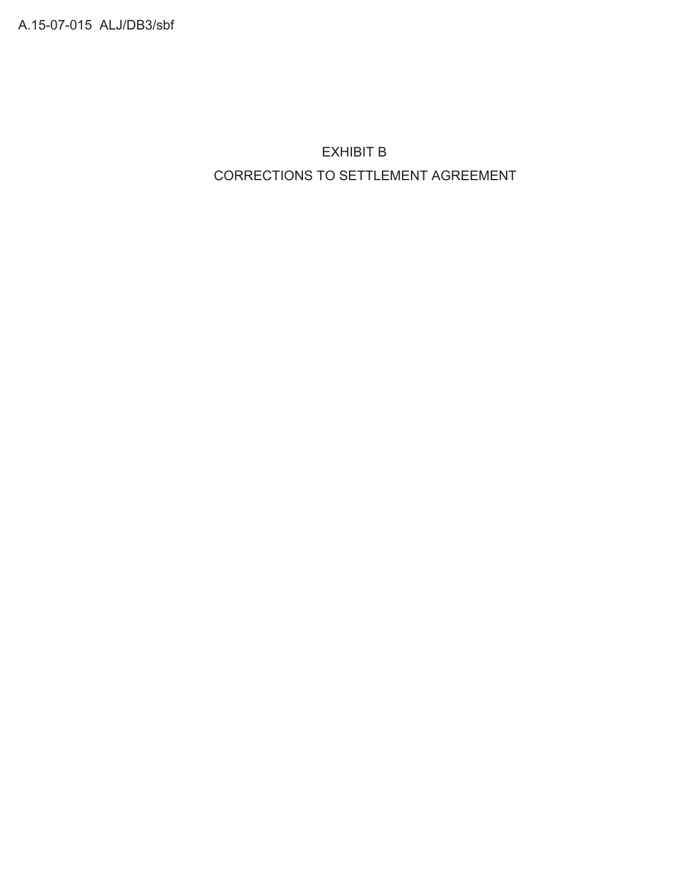# EXHIBIT B

# CORRECTIONS TO SETTLEMENT AGREEMENT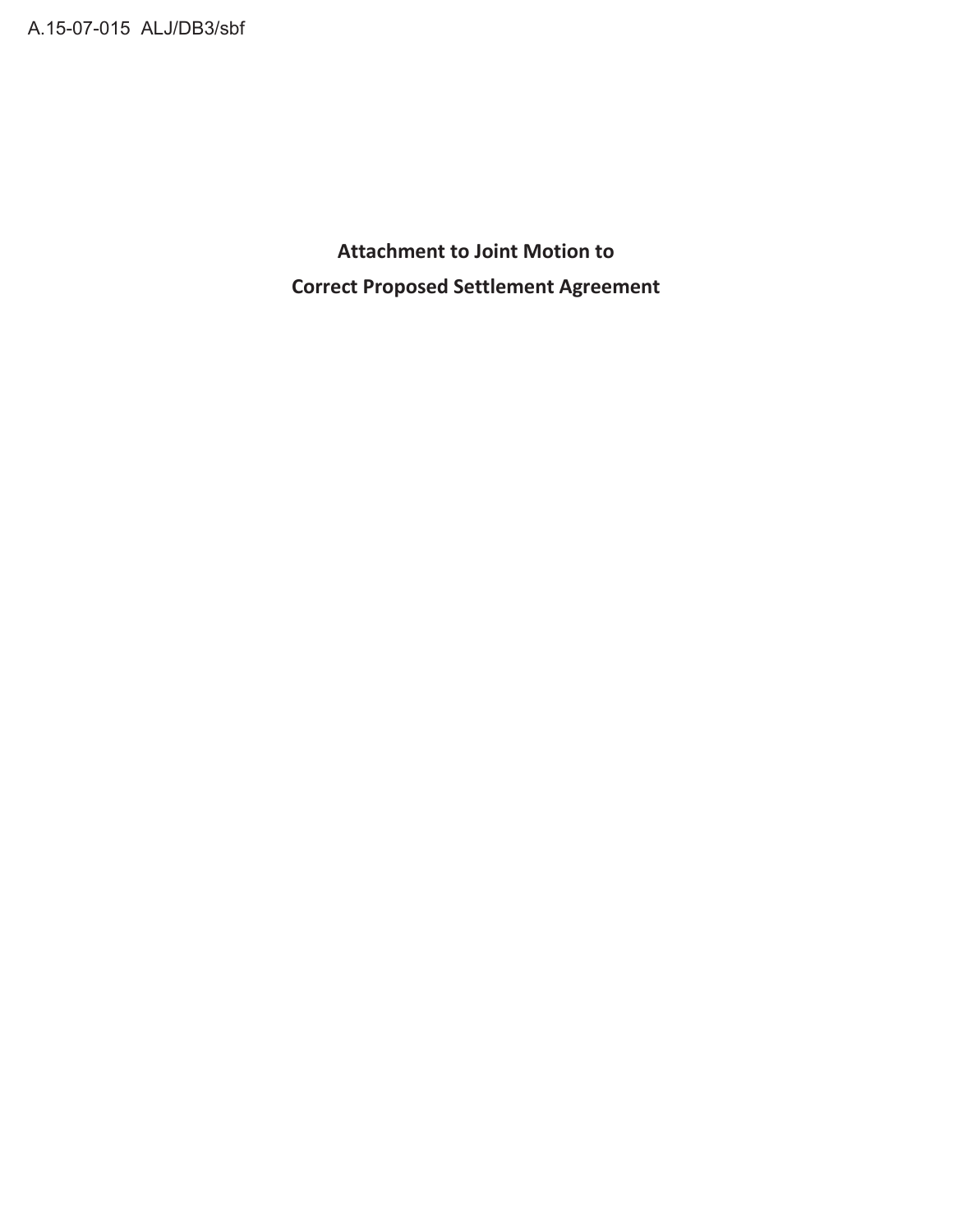**Attachment to Joint Motion to**

**Correct Proposed Settlement Agreement**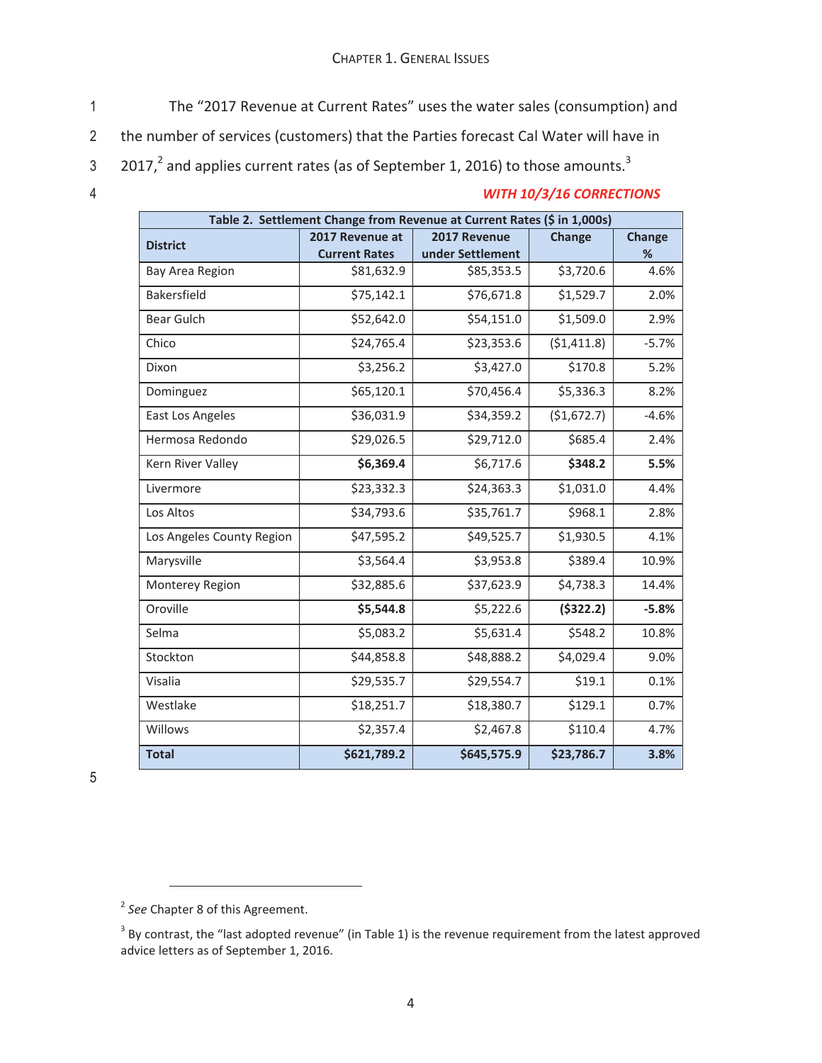The "2017 Revenue at Current Rates" uses the water sales (consumption) and the number of services (customers) that the Parties forecast Cal Water will have in 2017,[2] and applies current rates (as of September 1, 2016) to those amounts.[3]

*WITH 10/3/16 CORRECTIONS*

**Table 2. Settlement Change from Revenue at Current Rates ($ in 1,000s)**

| District | 2017 Revenue at Current Rates | 2017 Revenue under Settlement | Change | Change % |
|---|---|---|---|---|
| Bay Area Region | $81,632.9 | $85,353.5 | $3,720.6 | 4.6% |
| Bakersfield | $75,142.1 | $76,671.8 | $1,529.7 | 2.0% |
| Bear Gulch | $52,642.0 | $54,151.0 | $1,509.0 | 2.9% |
| Chico | $24,765.4 | $23,353.6 | ($1,411.8) | -5.7% |
| Dixon | $3,256.2 | $3,427.0 | $170.8 | 5.2% |
| Dominguez | $65,120.1 | $70,456.4 | $5,336.3 | 8.2% |
| East Los Angeles | $36,031.9 | $34,359.2 | ($1,672.7) | -4.6% |
| Hermosa Redondo | $29,026.5 | $29,712.0 | $685.4 | 2.4% |
| Kern River Valley | **$6,369.4** | $6,717.6 | **$348.2** | **5.5%** |
| Livermore | $23,332.3 | $24,363.3 | $1,031.0 | 4.4% |
| Los Altos | $34,793.6 | $35,761.7 | $968.1 | 2.8% |
| Los Angeles County Region | $47,595.2 | $49,525.7 | $1,930.5 | 4.1% |
| Marysville | $3,564.4 | $3,953.8 | $389.4 | 10.9% |
| Monterey Region | $32,885.6 | $37,623.9 | $4,738.3 | 14.4% |
| Oroville | **$5,544.8** | $5,222.6 | **($322.2)** | **-5.8%** |
| Selma | $5,083.2 | $5,631.4 | $548.2 | 10.8% |
| Stockton | $44,858.8 | $48,888.2 | $4,029.4 | 9.0% |
| Visalia | $29,535.7 | $29,554.7 | $19.1 | 0.1% |
| Westlake | $18,251.7 | $18,380.7 | $129.1 | 0.7% |
| Willows | $2,357.4 | $2,467.8 | $110.4 | 4.7% |
| **Total** | **$621,789.2** | **$645,575.9** | **$23,786.7** | **3.8%** |

[2] *See* Chapter 8 of this Agreement.

[3] By contrast, the "last adopted revenue" (in Table 1) is the revenue requirement from the latest approved advice letters as of September 1, 2016.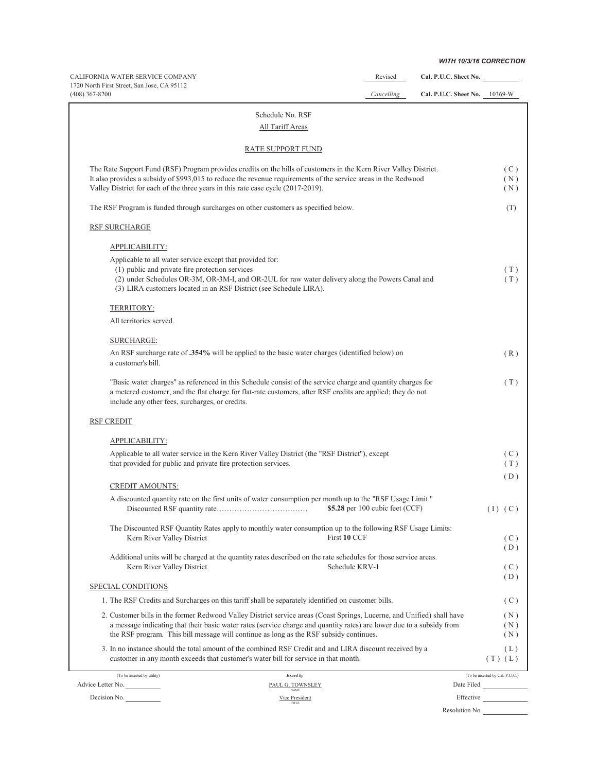*WITH 10/3/16 CORRECTION*

CALIFORNIA WATER SERVICE COMPANY
1720 North First Street, San Jose, CA 95112
(408) 367-8200

Revised Cal. P.U.C. Sheet No. ______
Cancelling Cal. P.U.C. Sheet No. 10369-W

Schedule No. RSF
All Tariff Areas

RATE SUPPORT FUND

The Rate Support Fund (RSF) Program provides credits on the bills of customers in the Kern River Valley District. It also provides a subsidy of $993,015 to reduce the revenue requirements of the service areas in the Redwood Valley District for each of the three years in this rate case cycle (2017-2019). (C) (N) (N)

The RSF Program is funded through surcharges on other customers as specified below. (T)

RSF SURCHARGE

APPLICABILITY:

Applicable to all water service except that provided for:
(1) public and private fire protection services (T)
(2) under Schedules OR-3M, OR-3M-I, and OR-2UL for raw water delivery along the Powers Canal and (T)
(3) LIRA customers located in an RSF District (see Schedule LIRA).

TERRITORY:

All territories served.

SURCHARGE:

An RSF surcharge rate of **.354%** will be applied to the basic water charges (identified below) on a customer's bill. (R)

"Basic water charges" as referenced in this Schedule consist of the service charge and quantity charges for a metered customer, and the flat charge for flat-rate customers, after RSF credits are applied; they do not include any other fees, surcharges, or credits. (T)

RSF CREDIT

APPLICABILITY:

Applicable to all water service in the Kern River Valley District (the "RSF District"), except that provided for public and private fire protection services. (C) (T) (D)

CREDIT AMOUNTS:

A discounted quantity rate on the first units of water consumption per month up to the "RSF Usage Limit."
Discounted RSF quantity rate……………………………… **$5.28** per 100 cubic feet (CCF) (I) (C)

The Discounted RSF Quantity Rates apply to monthly water consumption up to the following RSF Usage Limits:
Kern River Valley District — First **10** CCF (C) (D)

Additional units will be charged at the quantity rates described on the rate schedules for those service areas.
Kern River Valley District — Schedule KRV-1 (C) (D)

SPECIAL CONDITIONS

1. The RSF Credits and Surcharges on this tariff shall be separately identified on customer bills. (C)

2. Customer bills in the former Redwood Valley District service areas (Coast Springs, Lucerne, and Unified) shall have a message indicating that their basic water rates (service charge and quantity rates) are lower due to a subsidy from the RSF program. This bill message will continue as long as the RSF subsidy continues. (N) (N) (N)

3. In no instance should the total amount of the combined RSF Credit and and LIRA discount received by a customer in any month exceeds that customer's water bill for service in that month. (L) (T) (L)

(To be inserted by utility)
Advice Letter No. ______
Decision No. ______

*Issued by*
PAUL G. TOWNSLEY
NAME
Vice President
TITLE

(To be inserted by Cal. P.U.C.)
Date Filed ______
Effective ______
Resolution No. ______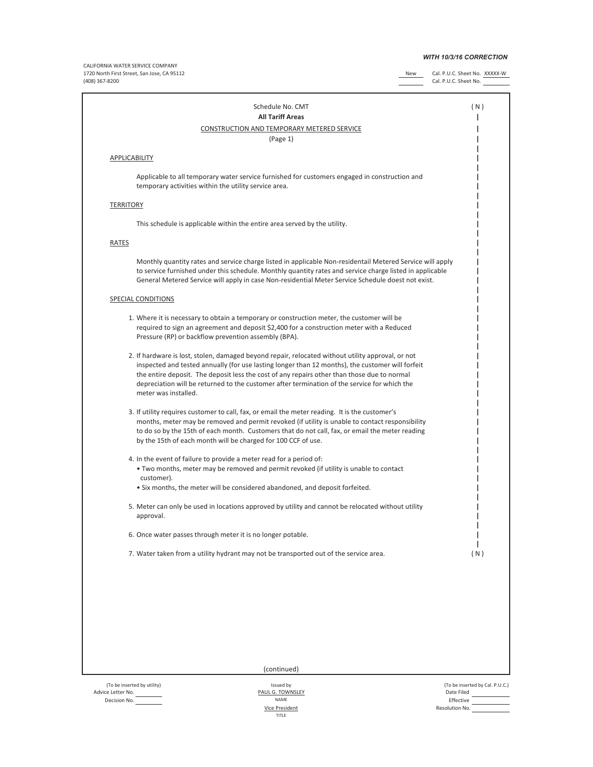*WITH 10/3/16 CORRECTION*

CALIFORNIA WATER SERVICE COMPANY
1720 North First Street, San Jose, CA 95112
(408) 367-8200

New Cal. P.U.C. Sheet No. XXXXX-W
Cal. P.U.C. Sheet No.

Schedule No. CMT (N)

**All Tariff Areas**

CONSTRUCTION AND TEMPORARY METERED SERVICE

(Page 1)

APPLICABILITY

Applicable to all temporary water service furnished for customers engaged in construction and temporary activities within the utility service area.

TERRITORY

This schedule is applicable within the entire area served by the utility.

RATES

Monthly quantity rates and service charge listed in applicable Non-residentail Metered Service will apply to service furnished under this schedule. Monthly quantity rates and service charge listed in applicable General Metered Service will apply in case Non-residential Meter Service Schedule doest not exist.

SPECIAL CONDITIONS

1. Where it is necessary to obtain a temporary or construction meter, the customer will be required to sign an agreement and deposit $2,400 for a construction meter with a Reduced Pressure (RP) or backflow prevention assembly (BPA).

2. If hardware is lost, stolen, damaged beyond repair, relocated without utility approval, or not inspected and tested annually (for use lasting longer than 12 months), the customer will forfeit the entire deposit. The deposit less the cost of any repairs other than those due to normal depreciation will be returned to the customer after termination of the service for which the meter was installed.

3. If utility requires customer to call, fax, or email the meter reading. It is the customer's months, meter may be removed and permit revoked (if utility is unable to contact responsibility to do so by the 15th of each month. Customers that do not call, fax, or email the meter reading by the 15th of each month will be charged for 100 CCF of use.

4. In the event of failure to provide a meter read for a period of:
   - Two months, meter may be removed and permit revoked (if utility is unable to contact customer).
   - Six months, the meter will be considered abandoned, and deposit forfeited.

5. Meter can only be used in locations approved by utility and cannot be relocated without utility approval.

6. Once water passes through meter it is no longer potable.

7. Water taken from a utility hydrant may not be transported out of the service area. (N)

(continued)

(To be inserted by utility)
Advice Letter No.
Decision No.

Issued by
PAUL G. TOWNSLEY
NAME
Vice President
TITLE

(To be inserted by Cal. P.U.C.)
Date Filed
Effective
Resolution No.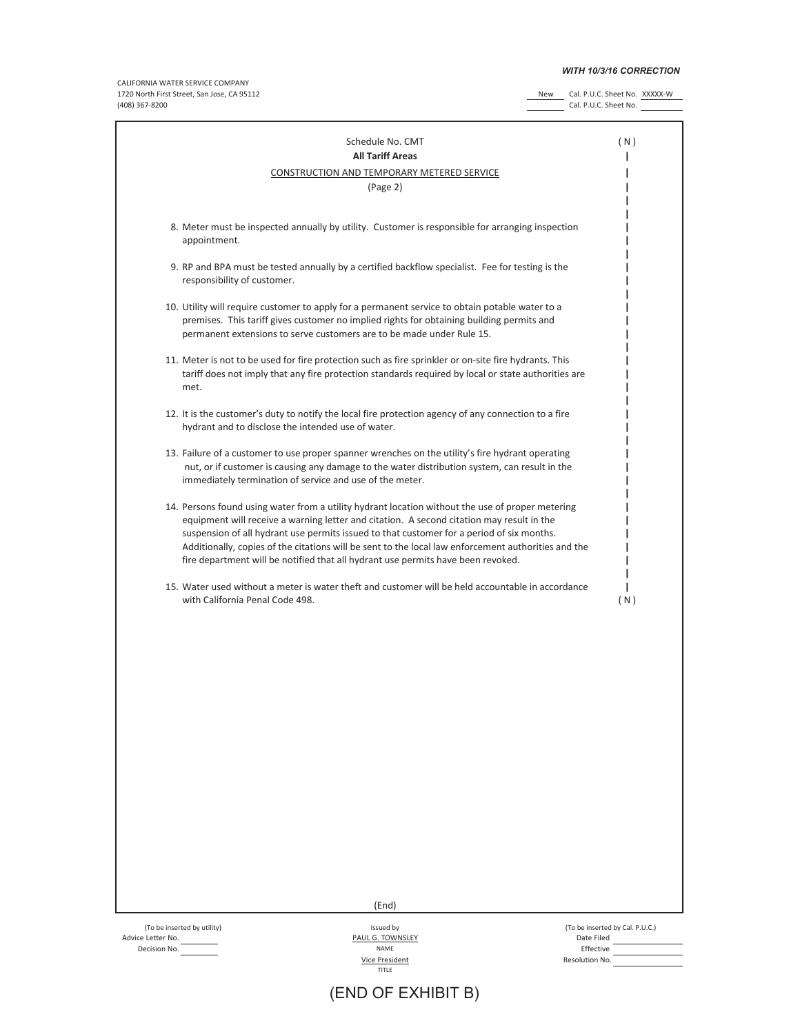*WITH 10/3/16 CORRECTION*

CALIFORNIA WATER SERVICE COMPANY
1720 North First Street, San Jose, CA 95112
(408) 367-8200

New Cal. P.U.C. Sheet No. XXXXX-W
Cal. P.U.C. Sheet No.

Schedule No. CMT (N)

**All Tariff Areas**

CONSTRUCTION AND TEMPORARY METERED SERVICE

(Page 2)

8. Meter must be inspected annually by utility. Customer is responsible for arranging inspection appointment.

9. RP and BPA must be tested annually by a certified backflow specialist. Fee for testing is the responsibility of customer.

10. Utility will require customer to apply for a permanent service to obtain potable water to a premises. This tariff gives customer no implied rights for obtaining building permits and permanent extensions to serve customers are to be made under Rule 15.

11. Meter is not to be used for fire protection such as fire sprinkler or on-site fire hydrants. This tariff does not imply that any fire protection standards required by local or state authorities are met.

12. It is the customer's duty to notify the local fire protection agency of any connection to a fire hydrant and to disclose the intended use of water.

13. Failure of a customer to use proper spanner wrenches on the utility's fire hydrant operating nut, or if customer is causing any damage to the water distribution system, can result in the immediately termination of service and use of the meter.

14. Persons found using water from a utility hydrant location without the use of proper metering equipment will receive a warning letter and citation. A second citation may result in the suspension of all hydrant use permits issued to that customer for a period of six months. Additionally, copies of the citations will be sent to the local law enforcement authorities and the fire department will be notified that all hydrant use permits have been revoked.

15. Water used without a meter is water theft and customer will be held accountable in accordance with California Penal Code 498. (N)

(End)

(To be inserted by utility)
Advice Letter No.
Decision No.

Issued by
PAUL G. TOWNSLEY
NAME
Vice President
TITLE

(To be inserted by Cal. P.U.C.)
Date Filed
Effective
Resolution No.

(END OF EXHIBIT B)